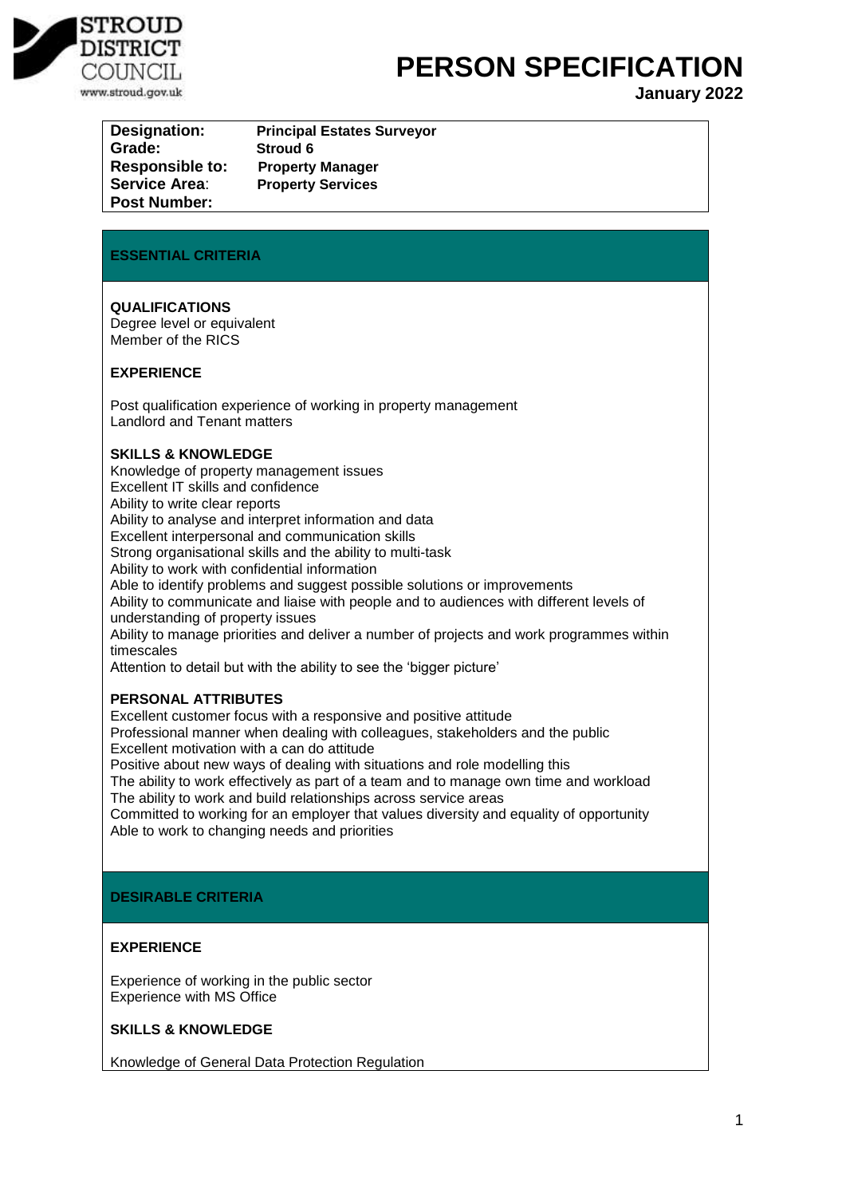STROUD DISTRICT COUNCIL
www.stroud.gov.uk

# PERSON SPECIFICATION

**January 2022**

| | |
|---|---|
| **Designation:** | **Principal Estates Surveyor** |
| **Grade:** | **Stroud 6** |
| **Responsible to:** | **Property Manager** |
| **Service Area:** | **Property Services** |
| **Post Number:** | |

## ESSENTIAL CRITERIA

### QUALIFICATIONS

Degree level or equivalent
Member of the RICS

### EXPERIENCE

Post qualification experience of working in property management
Landlord and Tenant matters

### SKILLS & KNOWLEDGE

Knowledge of property management issues
Excellent IT skills and confidence
Ability to write clear reports
Ability to analyse and interpret information and data
Excellent interpersonal and communication skills
Strong organisational skills and the ability to multi-task
Ability to work with confidential information
Able to identify problems and suggest possible solutions or improvements
Ability to communicate and liaise with people and to audiences with different levels of understanding of property issues
Ability to manage priorities and deliver a number of projects and work programmes within timescales
Attention to detail but with the ability to see the 'bigger picture'

### PERSONAL ATTRIBUTES

Excellent customer focus with a responsive and positive attitude
Professional manner when dealing with colleagues, stakeholders and the public
Excellent motivation with a can do attitude
Positive about new ways of dealing with situations and role modelling this
The ability to work effectively as part of a team and to manage own time and workload
The ability to work and build relationships across service areas
Committed to working for an employer that values diversity and equality of opportunity
Able to work to changing needs and priorities

## DESIRABLE CRITERIA

### EXPERIENCE

Experience of working in the public sector
Experience with MS Office

### SKILLS & KNOWLEDGE

Knowledge of General Data Protection Regulation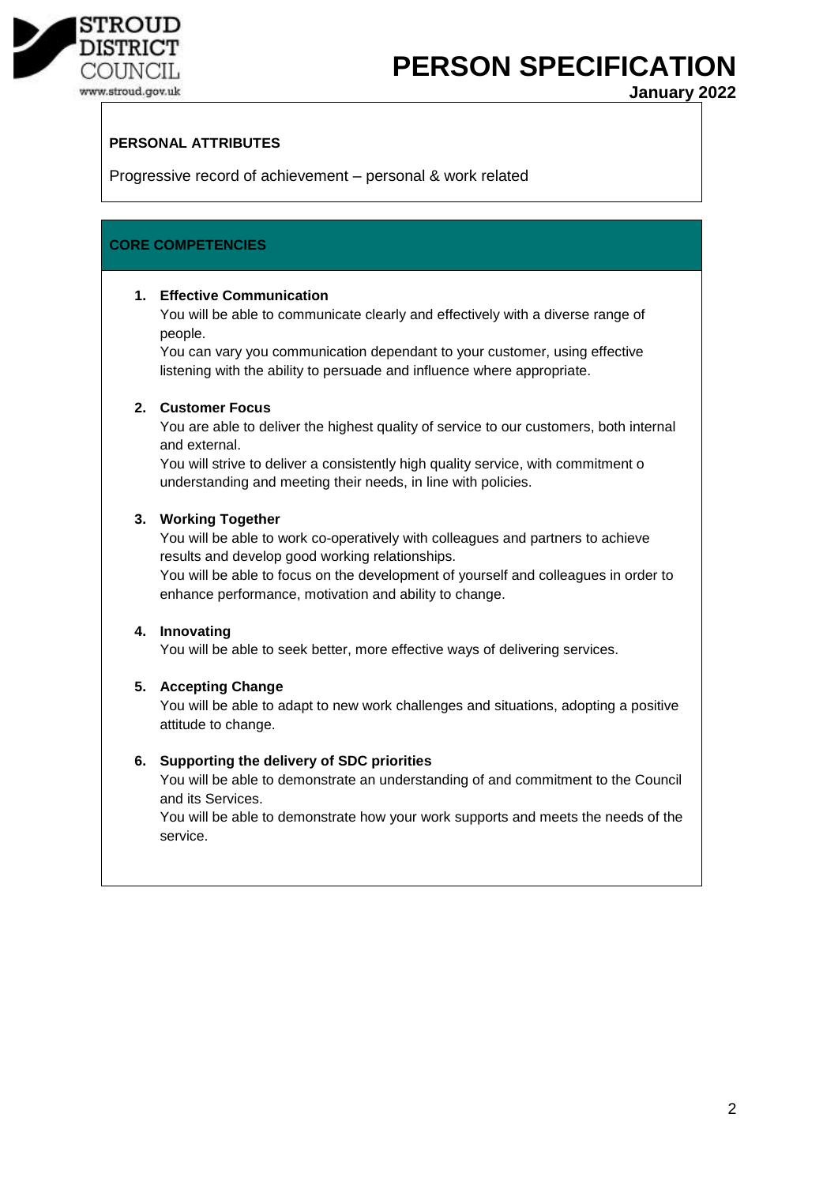# PERSON SPECIFICATION

**January 2022**

**PERSONAL ATTRIBUTES**

Progressive record of achievement – personal & work related

**CORE COMPETENCIES**

1. **Effective Communication**
   You will be able to communicate clearly and effectively with a diverse range of people.
   You can vary you communication dependant to your customer, using effective listening with the ability to persuade and influence where appropriate.

2. **Customer Focus**
   You are able to deliver the highest quality of service to our customers, both internal and external.
   You will strive to deliver a consistently high quality service, with commitment o understanding and meeting their needs, in line with policies.

3. **Working Together**
   You will be able to work co-operatively with colleagues and partners to achieve results and develop good working relationships.
   You will be able to focus on the development of yourself and colleagues in order to enhance performance, motivation and ability to change.

4. **Innovating**
   You will be able to seek better, more effective ways of delivering services.

5. **Accepting Change**
   You will be able to adapt to new work challenges and situations, adopting a positive attitude to change.

6. **Supporting the delivery of SDC priorities**
   You will be able to demonstrate an understanding of and commitment to the Council and its Services.
   You will be able to demonstrate how your work supports and meets the needs of the service.